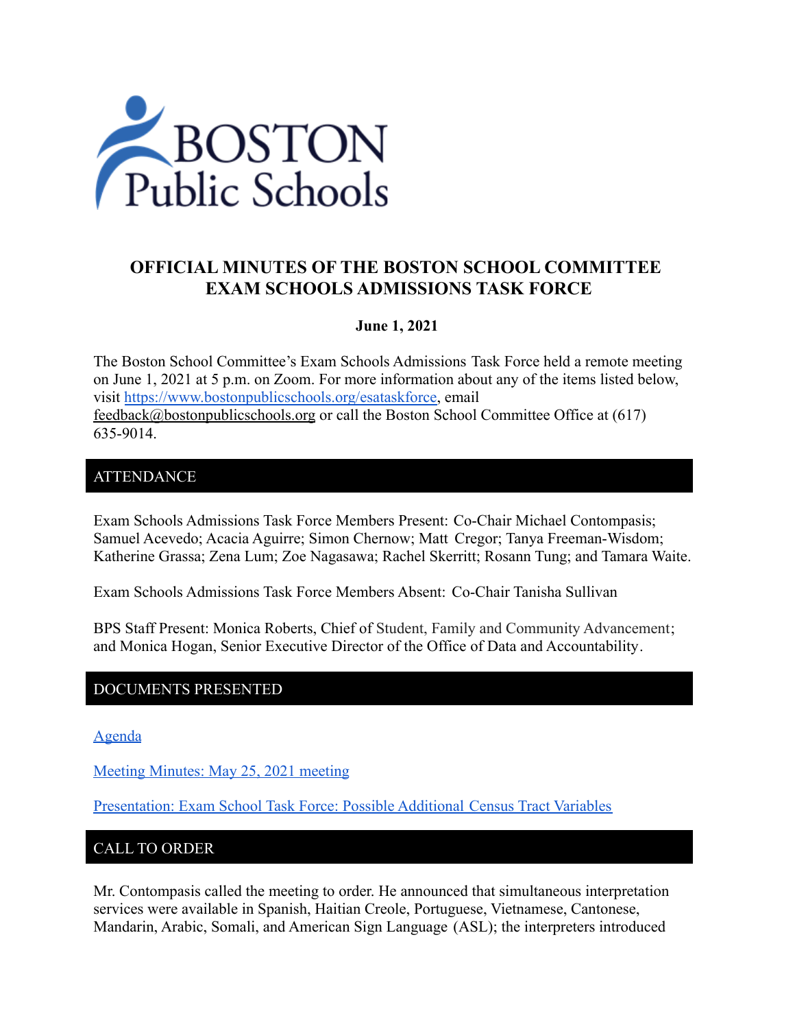# OFFICIAL MINUTES OF THE BOSTON SCHOOL COMMITTEE EXAM SCHOOLS ADMISSIONS TASK FORCE

**June 1, 2021**

The Boston School Committee's Exam Schools Admissions Task Force held a remote meeting on June 1, 2021 at 5 p.m. on Zoom. For more information about any of the items listed below, visit https://www.bostonpublicschools.org/esataskforce, email feedback@bostonpublicschools.org or call the Boston School Committee Office at (617) 635-9014.

## ATTENDANCE

Exam Schools Admissions Task Force Members Present: Co-Chair Michael Contompasis; Samuel Acevedo; Acacia Aguirre; Simon Chernow; Matt Cregor; Tanya Freeman-Wisdom; Katherine Grassa; Zena Lum; Zoe Nagasawa; Rachel Skerritt; Rosann Tung; and Tamara Waite.

Exam Schools Admissions Task Force Members Absent: Co-Chair Tanisha Sullivan

BPS Staff Present: Monica Roberts, Chief of Student, Family and Community Advancement; and Monica Hogan, Senior Executive Director of the Office of Data and Accountability.

## DOCUMENTS PRESENTED

Agenda

Meeting Minutes: May 25, 2021 meeting

Presentation: Exam School Task Force: Possible Additional Census Tract Variables

## CALL TO ORDER

Mr. Contompasis called the meeting to order. He announced that simultaneous interpretation services were available in Spanish, Haitian Creole, Portuguese, Vietnamese, Cantonese, Mandarin, Arabic, Somali, and American Sign Language (ASL); the interpreters introduced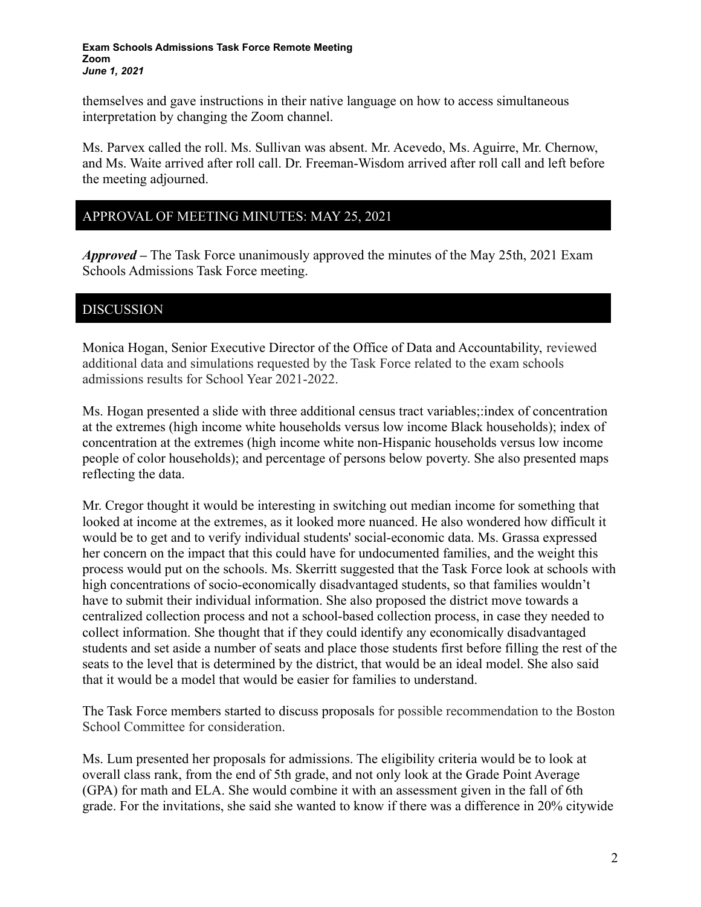themselves and gave instructions in their native language on how to access simultaneous interpretation by changing the Zoom channel.

Ms. Parvex called the roll. Ms. Sullivan was absent. Mr. Acevedo, Ms. Aguirre, Mr. Chernow, and Ms. Waite arrived after roll call. Dr. Freeman-Wisdom arrived after roll call and left before the meeting adjourned.

## APPROVAL OF MEETING MINUTES: MAY 25, 2021

***Approved –*** The Task Force unanimously approved the minutes of the May 25th, 2021 Exam Schools Admissions Task Force meeting.

## DISCUSSION

Monica Hogan, Senior Executive Director of the Office of Data and Accountability, reviewed additional data and simulations requested by the Task Force related to the exam schools admissions results for School Year 2021-2022.

Ms. Hogan presented a slide with three additional census tract variables;:index of concentration at the extremes (high income white households versus low income Black households); index of concentration at the extremes (high income white non-Hispanic households versus low income people of color households); and percentage of persons below poverty. She also presented maps reflecting the data.

Mr. Cregor thought it would be interesting in switching out median income for something that looked at income at the extremes, as it looked more nuanced. He also wondered how difficult it would be to get and to verify individual students' social-economic data. Ms. Grassa expressed her concern on the impact that this could have for undocumented families, and the weight this process would put on the schools. Ms. Skerritt suggested that the Task Force look at schools with high concentrations of socio-economically disadvantaged students, so that families wouldn't have to submit their individual information. She also proposed the district move towards a centralized collection process and not a school-based collection process, in case they needed to collect information. She thought that if they could identify any economically disadvantaged students and set aside a number of seats and place those students first before filling the rest of the seats to the level that is determined by the district, that would be an ideal model. She also said that it would be a model that would be easier for families to understand.

The Task Force members started to discuss proposals for possible recommendation to the Boston School Committee for consideration.

Ms. Lum presented her proposals for admissions. The eligibility criteria would be to look at overall class rank, from the end of 5th grade, and not only look at the Grade Point Average (GPA) for math and ELA. She would combine it with an assessment given in the fall of 6th grade. For the invitations, she said she wanted to know if there was a difference in 20% citywide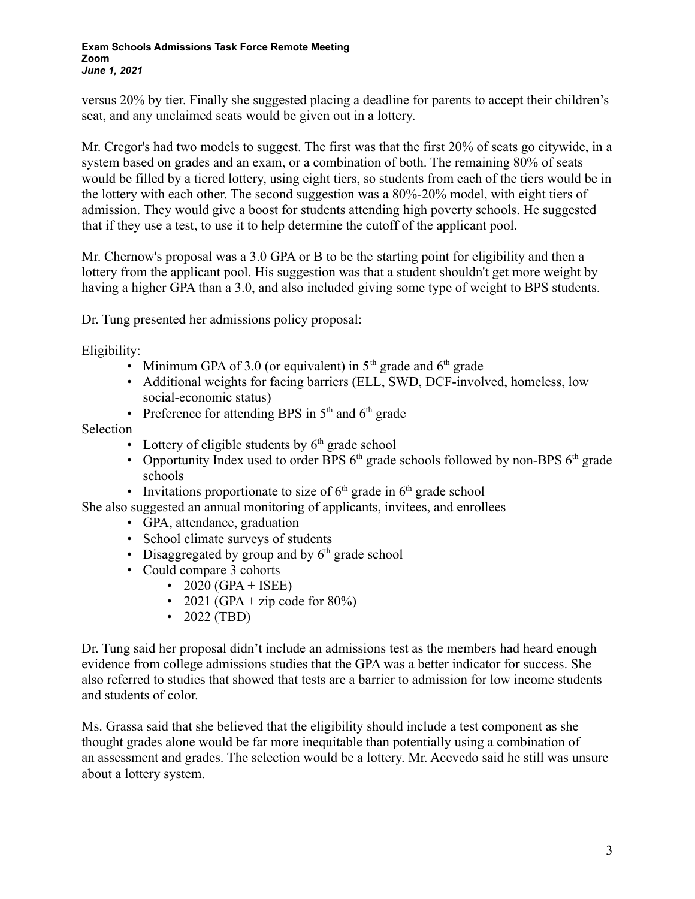versus 20% by tier. Finally she suggested placing a deadline for parents to accept their children's seat, and any unclaimed seats would be given out in a lottery.

Mr. Cregor's had two models to suggest. The first was that the first 20% of seats go citywide, in a system based on grades and an exam, or a combination of both. The remaining 80% of seats would be filled by a tiered lottery, using eight tiers, so students from each of the tiers would be in the lottery with each other. The second suggestion was a 80%-20% model, with eight tiers of admission. They would give a boost for students attending high poverty schools. He suggested that if they use a test, to use it to help determine the cutoff of the applicant pool.

Mr. Chernow's proposal was a 3.0 GPA or B to be the starting point for eligibility and then a lottery from the applicant pool. His suggestion was that a student shouldn't get more weight by having a higher GPA than a 3.0, and also included giving some type of weight to BPS students.

Dr. Tung presented her admissions policy proposal:

Eligibility:

- Minimum GPA of 3.0 (or equivalent) in 5th grade and 6th grade
- Additional weights for facing barriers (ELL, SWD, DCF-involved, homeless, low social-economic status)
- Preference for attending BPS in 5th and 6th grade

Selection

- Lottery of eligible students by 6th grade school
- Opportunity Index used to order BPS 6th grade schools followed by non-BPS 6th grade schools
- Invitations proportionate to size of 6th grade in 6th grade school

She also suggested an annual monitoring of applicants, invitees, and enrollees

- GPA, attendance, graduation
- School climate surveys of students
- Disaggregated by group and by 6th grade school
- Could compare 3 cohorts
  - 2020 (GPA + ISEE)
  - 2021 (GPA + zip code for 80%)
  - 2022 (TBD)

Dr. Tung said her proposal didn't include an admissions test as the members had heard enough evidence from college admissions studies that the GPA was a better indicator for success. She also referred to studies that showed that tests are a barrier to admission for low income students and students of color.

Ms. Grassa said that she believed that the eligibility should include a test component as she thought grades alone would be far more inequitable than potentially using a combination of an assessment and grades. The selection would be a lottery. Mr. Acevedo said he still was unsure about a lottery system.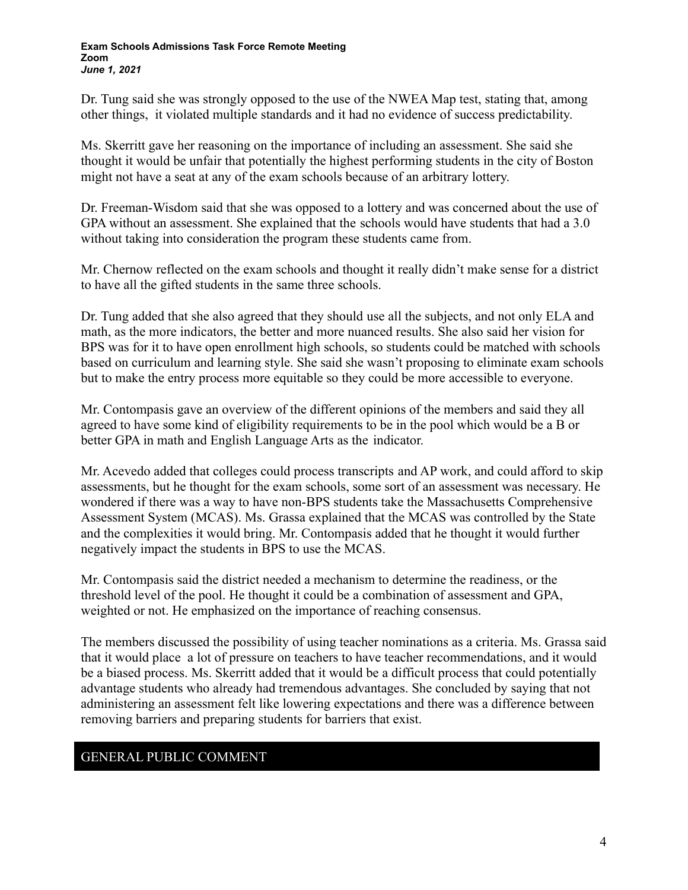Dr. Tung said she was strongly opposed to the use of the NWEA Map test, stating that, among other things, it violated multiple standards and it had no evidence of success predictability.

Ms. Skerritt gave her reasoning on the importance of including an assessment. She said she thought it would be unfair that potentially the highest performing students in the city of Boston might not have a seat at any of the exam schools because of an arbitrary lottery.

Dr. Freeman-Wisdom said that she was opposed to a lottery and was concerned about the use of GPA without an assessment. She explained that the schools would have students that had a 3.0 without taking into consideration the program these students came from.

Mr. Chernow reflected on the exam schools and thought it really didn't make sense for a district to have all the gifted students in the same three schools.

Dr. Tung added that she also agreed that they should use all the subjects, and not only ELA and math, as the more indicators, the better and more nuanced results. She also said her vision for BPS was for it to have open enrollment high schools, so students could be matched with schools based on curriculum and learning style. She said she wasn't proposing to eliminate exam schools but to make the entry process more equitable so they could be more accessible to everyone.

Mr. Contompasis gave an overview of the different opinions of the members and said they all agreed to have some kind of eligibility requirements to be in the pool which would be a B or better GPA in math and English Language Arts as the indicator.

Mr. Acevedo added that colleges could process transcripts and AP work, and could afford to skip assessments, but he thought for the exam schools, some sort of an assessment was necessary. He wondered if there was a way to have non-BPS students take the Massachusetts Comprehensive Assessment System (MCAS). Ms. Grassa explained that the MCAS was controlled by the State and the complexities it would bring. Mr. Contompasis added that he thought it would further negatively impact the students in BPS to use the MCAS.

Mr. Contompasis said the district needed a mechanism to determine the readiness, or the threshold level of the pool. He thought it could be a combination of assessment and GPA, weighted or not. He emphasized on the importance of reaching consensus.

The members discussed the possibility of using teacher nominations as a criteria. Ms. Grassa said that it would place a lot of pressure on teachers to have teacher recommendations, and it would be a biased process. Ms. Skerritt added that it would be a difficult process that could potentially advantage students who already had tremendous advantages. She concluded by saying that not administering an assessment felt like lowering expectations and there was a difference between removing barriers and preparing students for barriers that exist.

## GENERAL PUBLIC COMMENT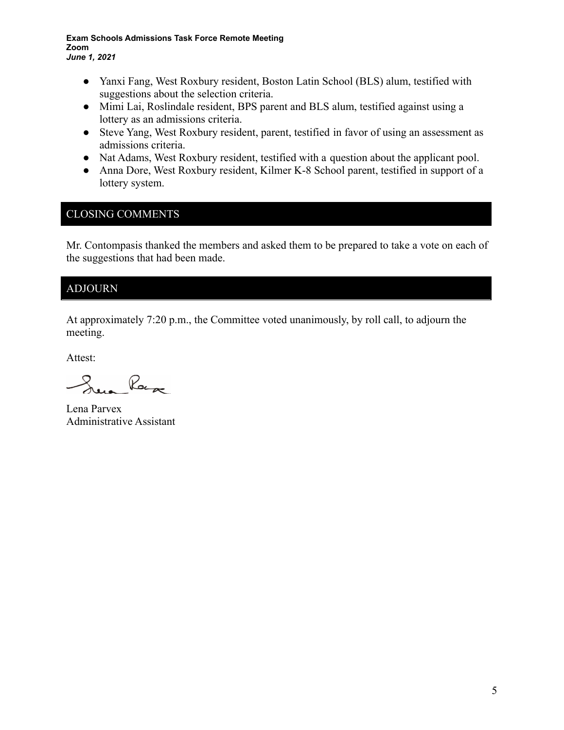- Yanxi Fang, West Roxbury resident, Boston Latin School (BLS) alum, testified with suggestions about the selection criteria.
- Mimi Lai, Roslindale resident, BPS parent and BLS alum, testified against using a lottery as an admissions criteria.
- Steve Yang, West Roxbury resident, parent, testified in favor of using an assessment as admissions criteria.
- Nat Adams, West Roxbury resident, testified with a question about the applicant pool.
- Anna Dore, West Roxbury resident, Kilmer K-8 School parent, testified in support of a lottery system.

## CLOSING COMMENTS

Mr. Contompasis thanked the members and asked them to be prepared to take a vote on each of the suggestions that had been made.

## ADJOURN

At approximately 7:20 p.m., the Committee voted unanimously, by roll call, to adjourn the meeting.

Attest:

Lena Parvex
Administrative Assistant